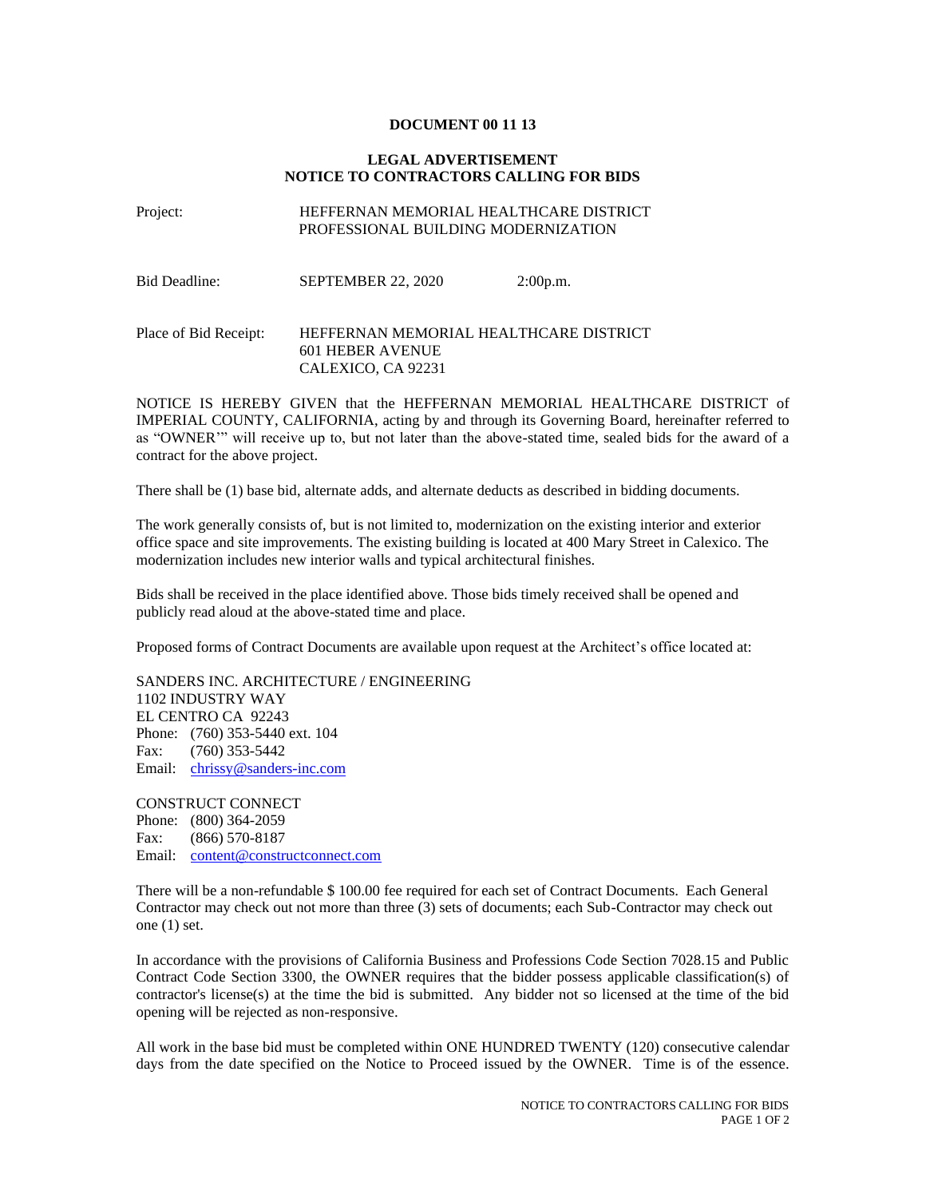**DOCUMENT 00 11 13**

**LEGAL ADVERTISEMENT**
**NOTICE TO CONTRACTORS CALLING FOR BIDS**

Project: HEFFERNAN MEMORIAL HEALTHCARE DISTRICT PROFESSIONAL BUILDING MODERNIZATION

Bid Deadline: SEPTEMBER 22, 2020 2:00p.m.

Place of Bid Receipt: HEFFERNAN MEMORIAL HEALTHCARE DISTRICT
601 HEBER AVENUE
CALEXICO, CA 92231

NOTICE IS HEREBY GIVEN that the HEFFERNAN MEMORIAL HEALTHCARE DISTRICT of IMPERIAL COUNTY, CALIFORNIA, acting by and through its Governing Board, hereinafter referred to as "OWNER'" will receive up to, but not later than the above-stated time, sealed bids for the award of a contract for the above project.

There shall be (1) base bid, alternate adds, and alternate deducts as described in bidding documents.

The work generally consists of, but is not limited to, modernization on the existing interior and exterior office space and site improvements. The existing building is located at 400 Mary Street in Calexico. The modernization includes new interior walls and typical architectural finishes.

Bids shall be received in the place identified above. Those bids timely received shall be opened and publicly read aloud at the above-stated time and place.

Proposed forms of Contract Documents are available upon request at the Architect's office located at:

SANDERS INC. ARCHITECTURE / ENGINEERING
1102 INDUSTRY WAY
EL CENTRO CA 92243
Phone: (760) 353-5440 ext. 104
Fax: (760) 353-5442
Email: chrissy@sanders-inc.com

CONSTRUCT CONNECT
Phone: (800) 364-2059
Fax: (866) 570-8187
Email: content@constructconnect.com

There will be a non-refundable $ 100.00 fee required for each set of Contract Documents. Each General Contractor may check out not more than three (3) sets of documents; each Sub-Contractor may check out one (1) set.

In accordance with the provisions of California Business and Professions Code Section 7028.15 and Public Contract Code Section 3300, the OWNER requires that the bidder possess applicable classification(s) of contractor's license(s) at the time the bid is submitted. Any bidder not so licensed at the time of the bid opening will be rejected as non-responsive.

All work in the base bid must be completed within ONE HUNDRED TWENTY (120) consecutive calendar days from the date specified on the Notice to Proceed issued by the OWNER. Time is of the essence.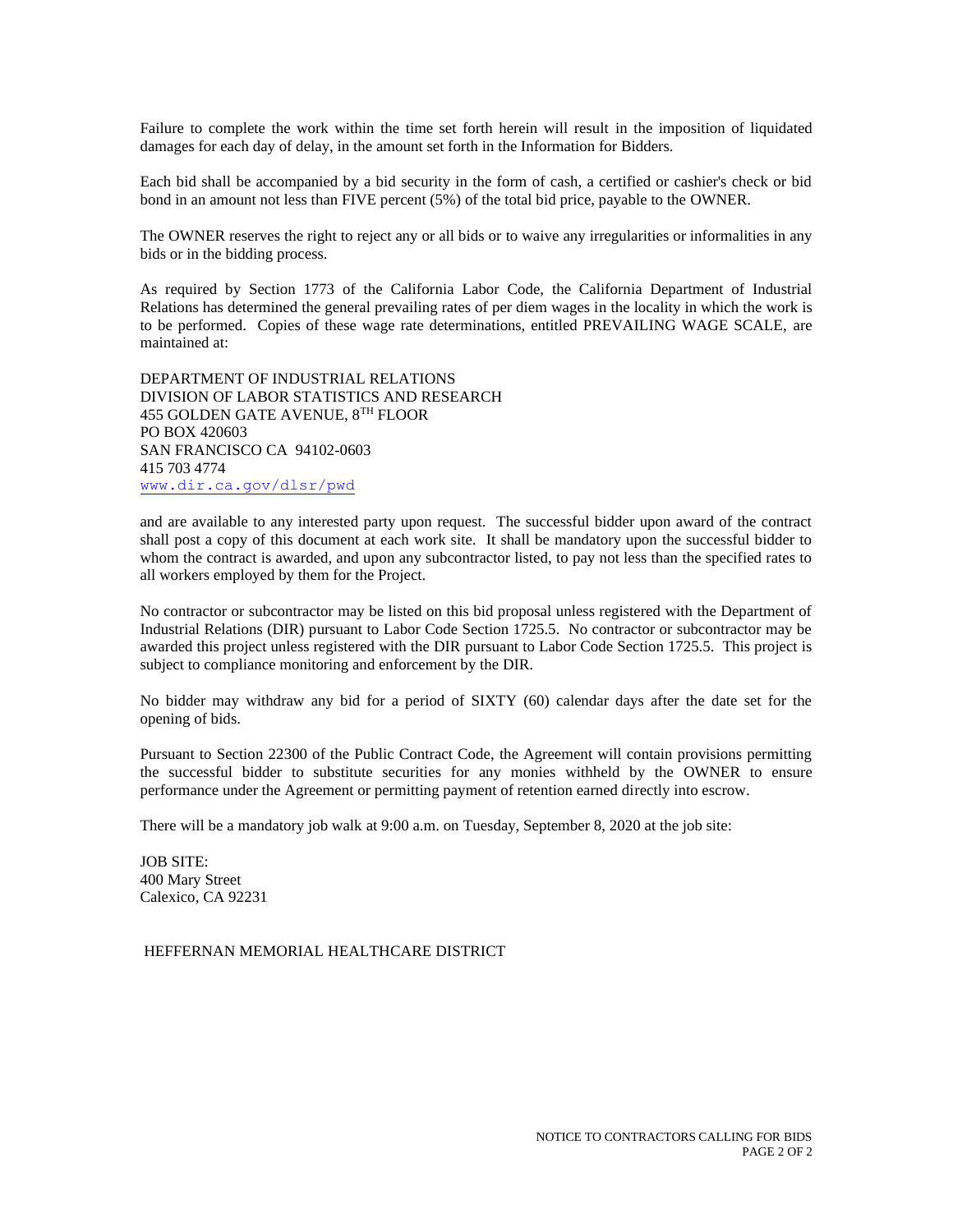Failure to complete the work within the time set forth herein will result in the imposition of liquidated damages for each day of delay, in the amount set forth in the Information for Bidders.

Each bid shall be accompanied by a bid security in the form of cash, a certified or cashier's check or bid bond in an amount not less than FIVE percent (5%) of the total bid price, payable to the OWNER.

The OWNER reserves the right to reject any or all bids or to waive any irregularities or informalities in any bids or in the bidding process.

As required by Section 1773 of the California Labor Code, the California Department of Industrial Relations has determined the general prevailing rates of per diem wages in the locality in which the work is to be performed. Copies of these wage rate determinations, entitled PREVAILING WAGE SCALE, are maintained at:

DEPARTMENT OF INDUSTRIAL RELATIONS
DIVISION OF LABOR STATISTICS AND RESEARCH
455 GOLDEN GATE AVENUE, 8TH FLOOR
PO BOX 420603
SAN FRANCISCO CA 94102-0603
415 703 4774
www.dir.ca.gov/dlsr/pwd

and are available to any interested party upon request. The successful bidder upon award of the contract shall post a copy of this document at each work site. It shall be mandatory upon the successful bidder to whom the contract is awarded, and upon any subcontractor listed, to pay not less than the specified rates to all workers employed by them for the Project.

No contractor or subcontractor may be listed on this bid proposal unless registered with the Department of Industrial Relations (DIR) pursuant to Labor Code Section 1725.5. No contractor or subcontractor may be awarded this project unless registered with the DIR pursuant to Labor Code Section 1725.5. This project is subject to compliance monitoring and enforcement by the DIR.

No bidder may withdraw any bid for a period of SIXTY (60) calendar days after the date set for the opening of bids.

Pursuant to Section 22300 of the Public Contract Code, the Agreement will contain provisions permitting the successful bidder to substitute securities for any monies withheld by the OWNER to ensure performance under the Agreement or permitting payment of retention earned directly into escrow.

There will be a mandatory job walk at 9:00 a.m. on Tuesday, September 8, 2020 at the job site:

JOB SITE:
400 Mary Street
Calexico, CA 92231

HEFFERNAN MEMORIAL HEALTHCARE DISTRICT